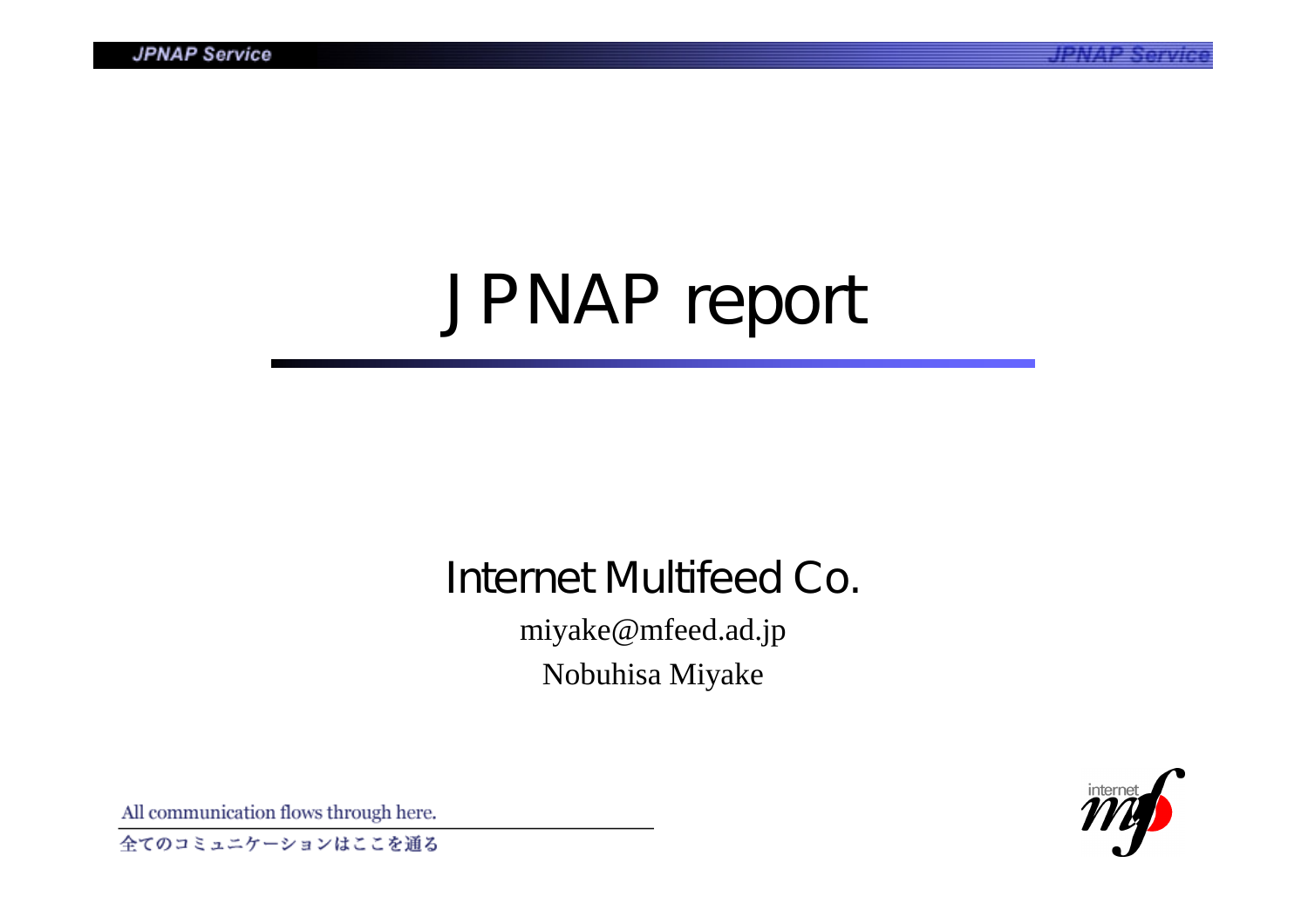# JPNAP report

Internet Multifeed Co.

miyake@mfeed.ad.jp

Nobuhisa Miyake

All communication flows through here.

全てのコミュニケーションはここを通る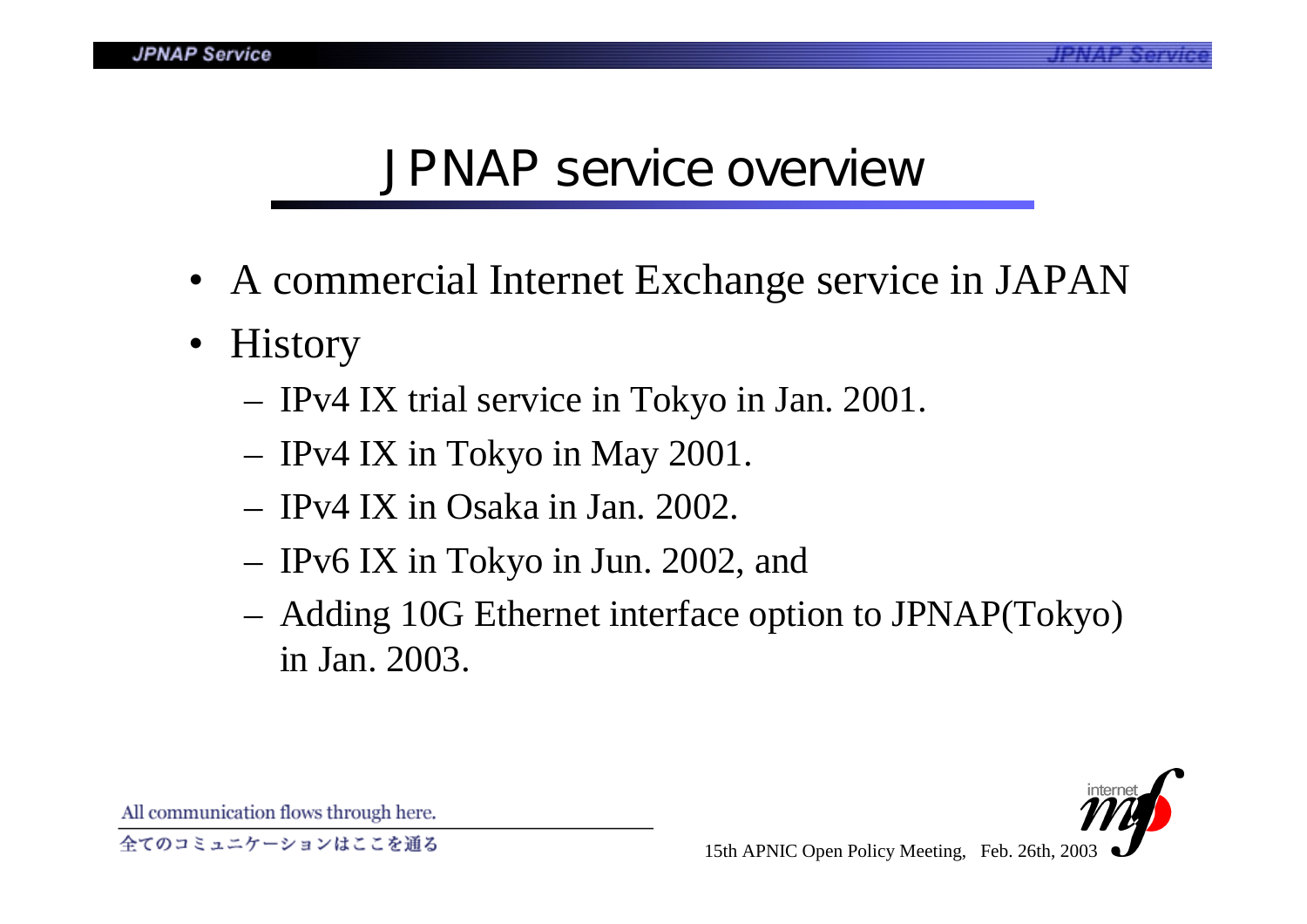# JPNAP service overview

- A commercial Internet Exchange service in JAPAN
- History
  - IPv4 IX trial service in Tokyo in Jan. 2001.
  - IPv4 IX in Tokyo in May 2001.
  - IPv4 IX in Osaka in Jan. 2002.
  - IPv6 IX in Tokyo in Jun. 2002, and
  - Adding 10G Ethernet interface option to JPNAP(Tokyo) in Jan. 2003.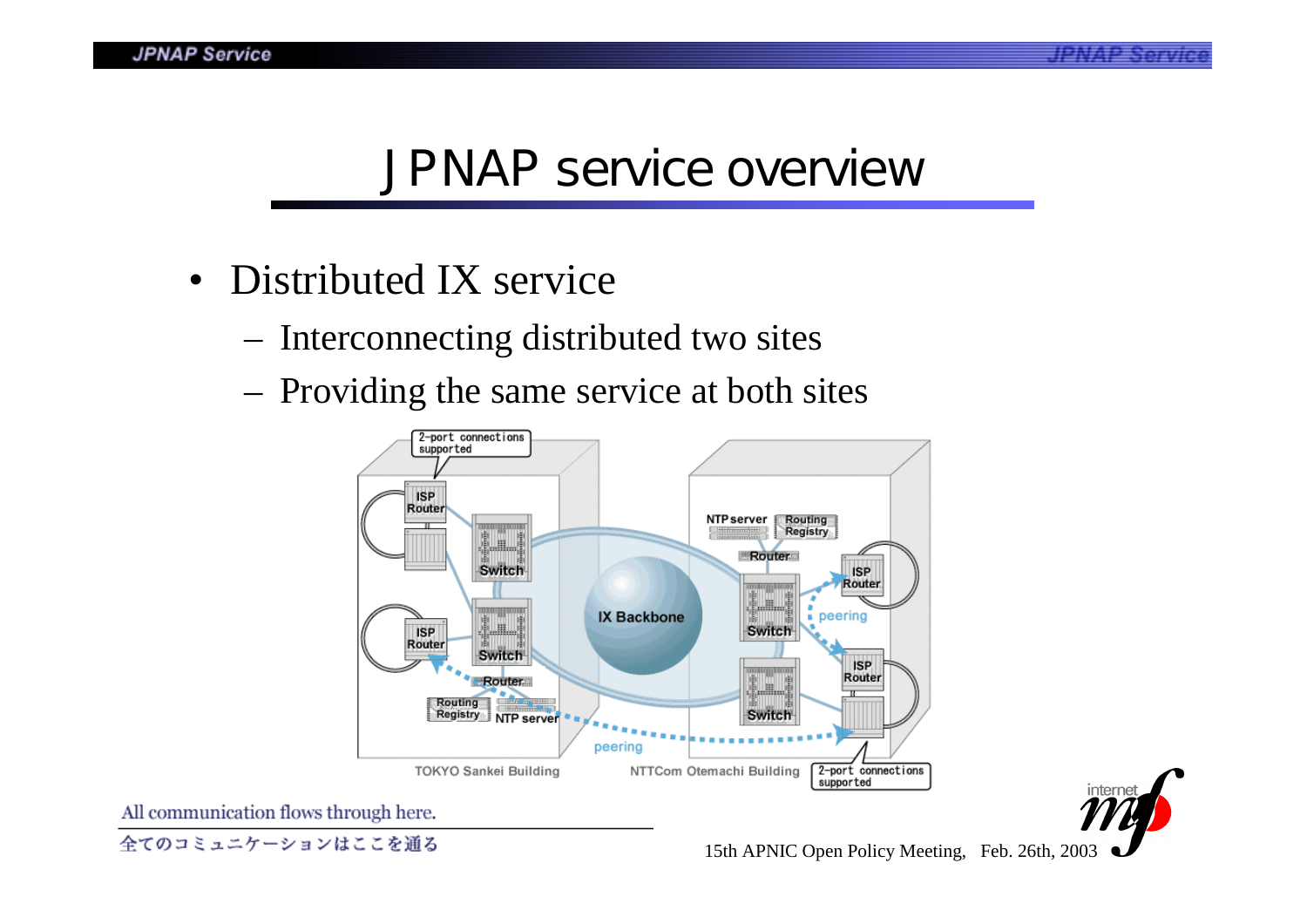# JPNAP service overview

- Distributed IX service
  - Interconnecting distributed two sites
  - Providing the same service at both sites

All communication flows through here.

全てのコミュニケーションはここを通る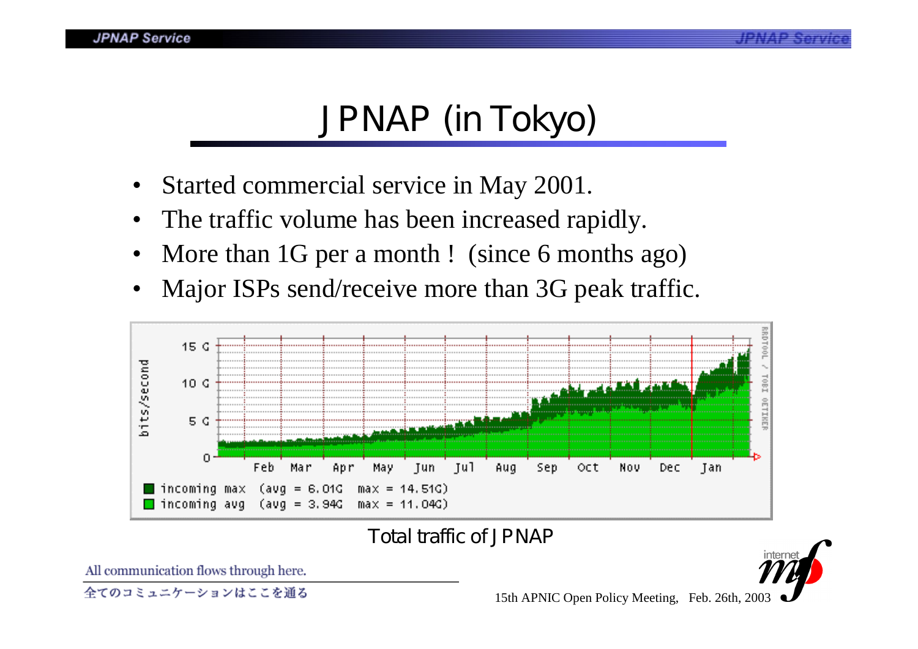# JPNAP (in Tokyo)

- Started commercial service in May 2001.
- The traffic volume has been increased rapidly.
- More than 1G per a month ! (since 6 months ago)
- Major ISPs send/receive more than 3G peak traffic.

Total traffic of JPNAP

All communication flows through here.

全てのコミュニケーションはここを通る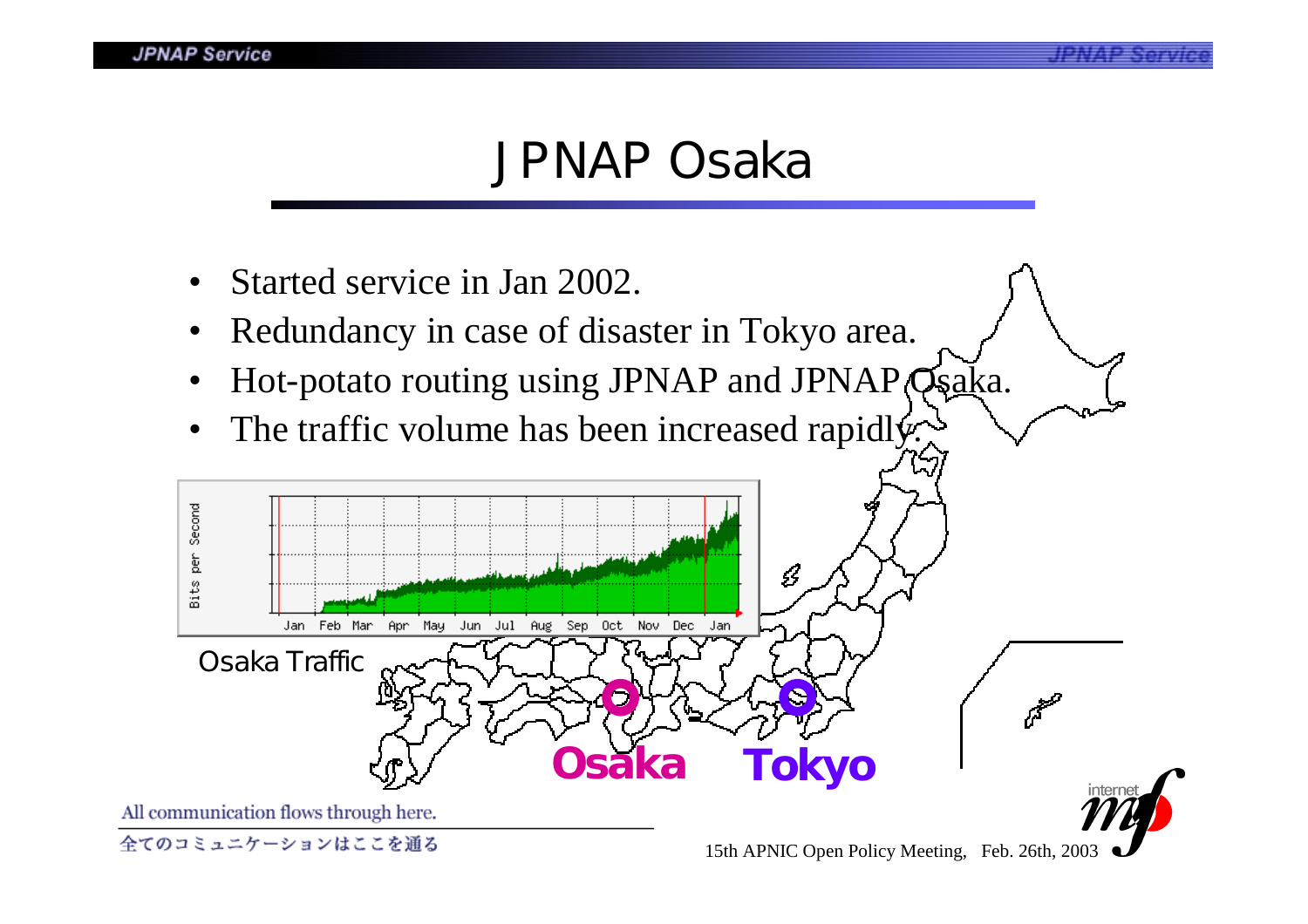# JPNAP Osaka

- Started service in Jan 2002.
- Redundancy in case of disaster in Tokyo area.
- Hot-potato routing using JPNAP and JPNAP Osaka.
- The traffic volume has been increased rapidly.

Osaka Traffic

Osaka Tokyo

All communication flows through here.

全てのコミュニケーションはここを通る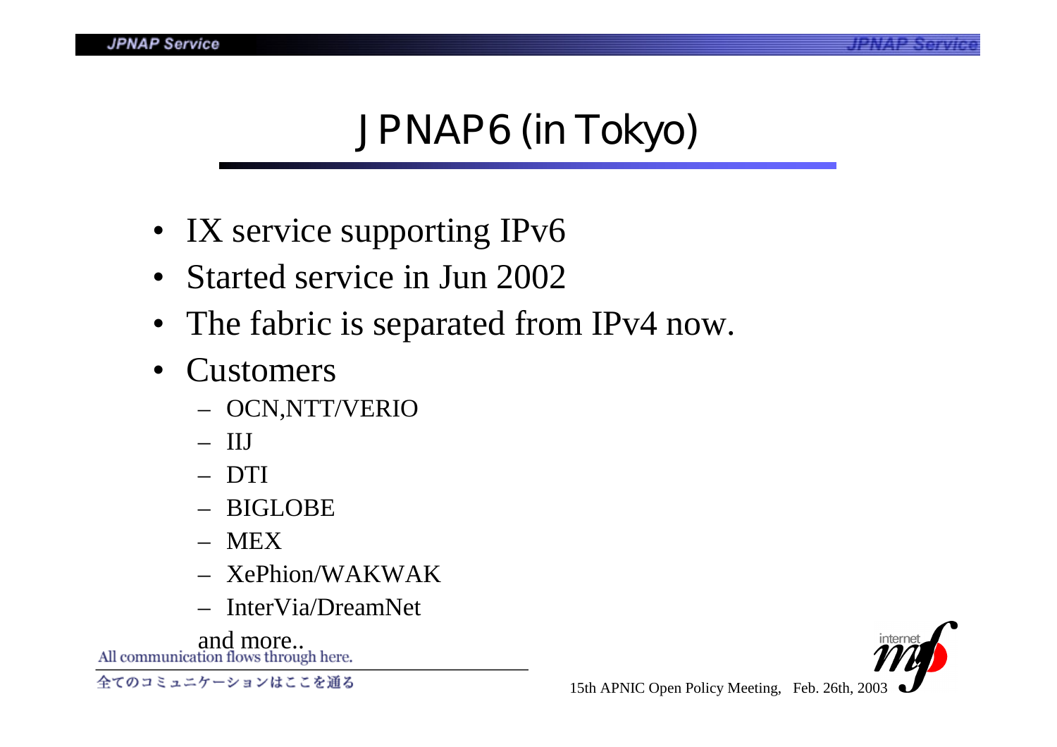# JPNAP6 (in Tokyo)

- IX service supporting IPv6
- Started service in Jun 2002
- The fabric is separated from IPv4 now.
- Customers
  - OCN,NTT/VERIO
  - IIJ
  - DTI
  - BIGLOBE
  - MEX
  - XePhion/WAKWAK
  - InterVia/DreamNet

  and more..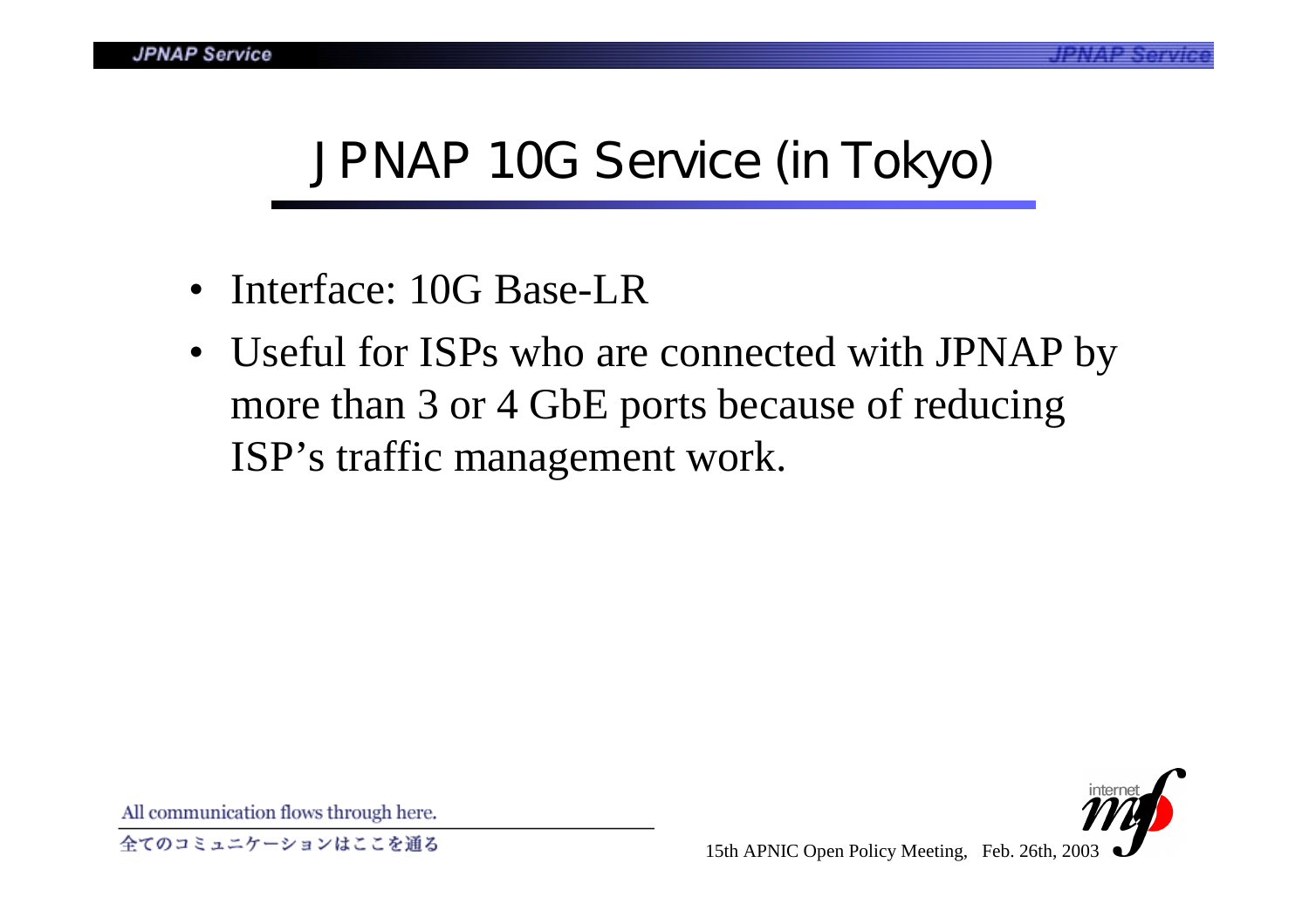# JPNAP 10G Service (in Tokyo)

- Interface: 10G Base-LR
- Useful for ISPs who are connected with JPNAP by more than 3 or 4 GbE ports because of reducing ISP's traffic management work.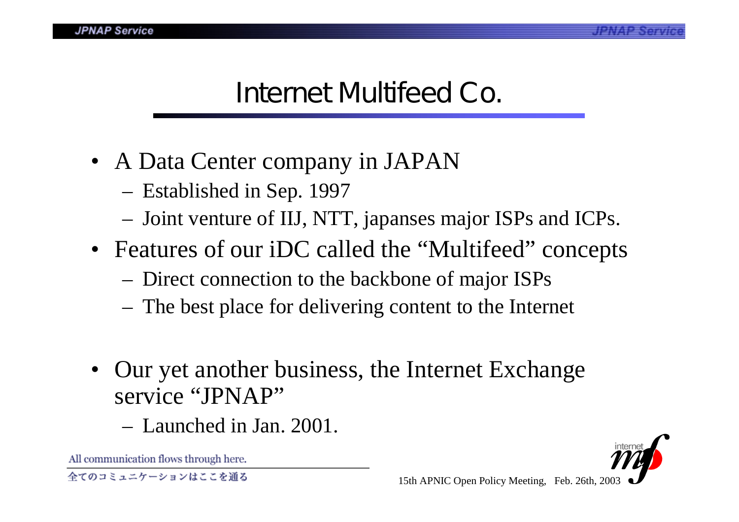# Internet Multifeed Co.

- A Data Center company in JAPAN
  - Established in Sep. 1997
  - Joint venture of IIJ, NTT, japanses major ISPs and ICPs.
- Features of our iDC called the “Multifeed” concepts
  - Direct connection to the backbone of major ISPs
  - The best place for delivering content to the Internet
- Our yet another business, the Internet Exchange service “JPNAP”
  - Launched in Jan. 2001.

All communication flows through here.

全てのコミュニケーションはここを通る